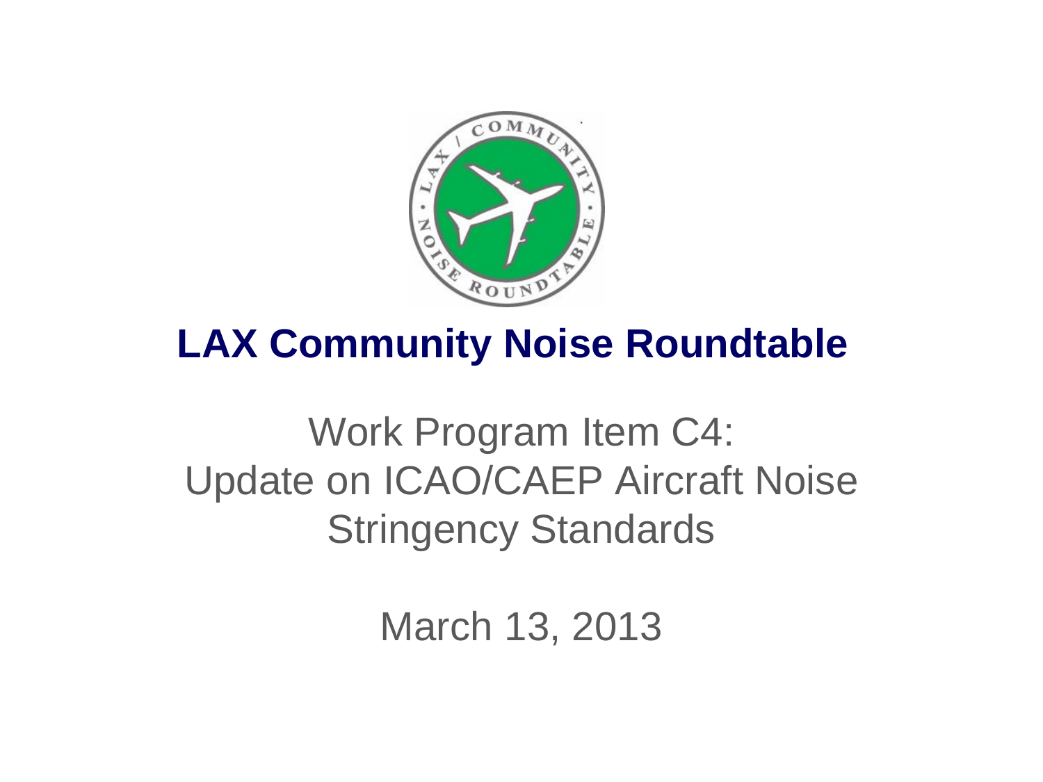# LAX Community Noise Roundtable

Work Program Item C4:
Update on ICAO/CAEP Aircraft Noise Stringency Standards

March 13, 2013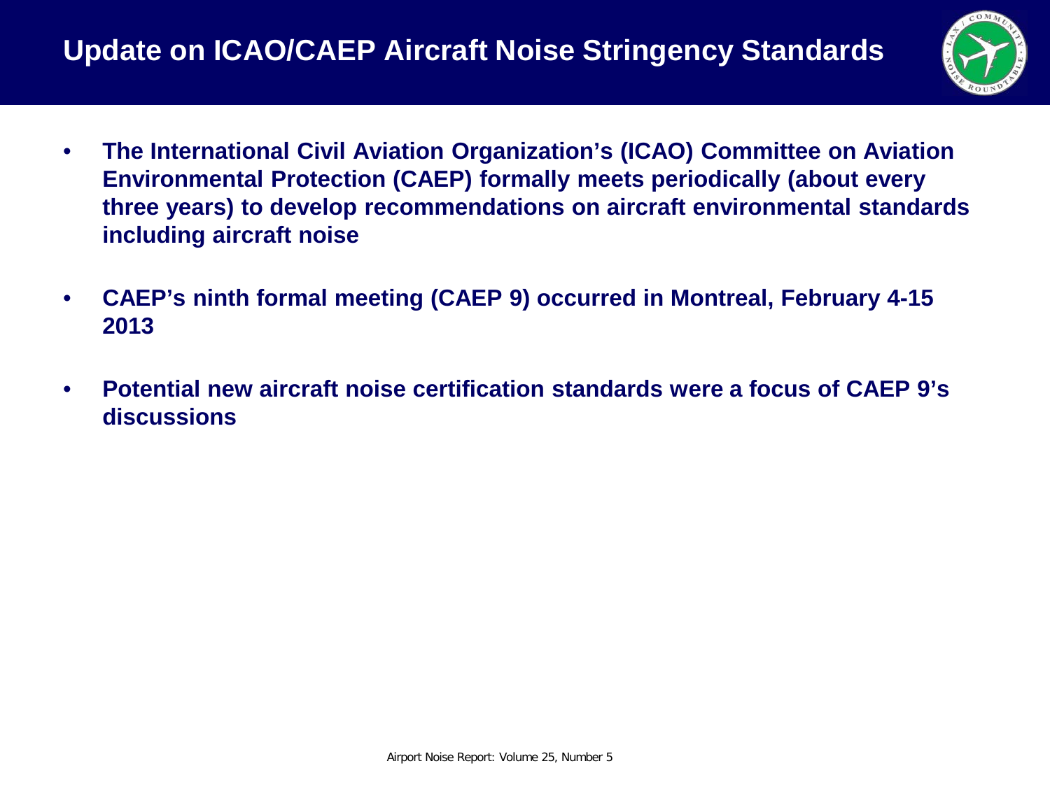# Update on ICAO/CAEP Aircraft Noise Stringency Standards

- **The International Civil Aviation Organization's (ICAO) Committee on Aviation Environmental Protection (CAEP) formally meets periodically (about every three years) to develop recommendations on aircraft environmental standards including aircraft noise**
- **CAEP's ninth formal meeting (CAEP 9) occurred in Montreal, February 4-15 2013**
- **Potential new aircraft noise certification standards were a focus of CAEP 9's discussions**

Airport Noise Report: Volume 25, Number 5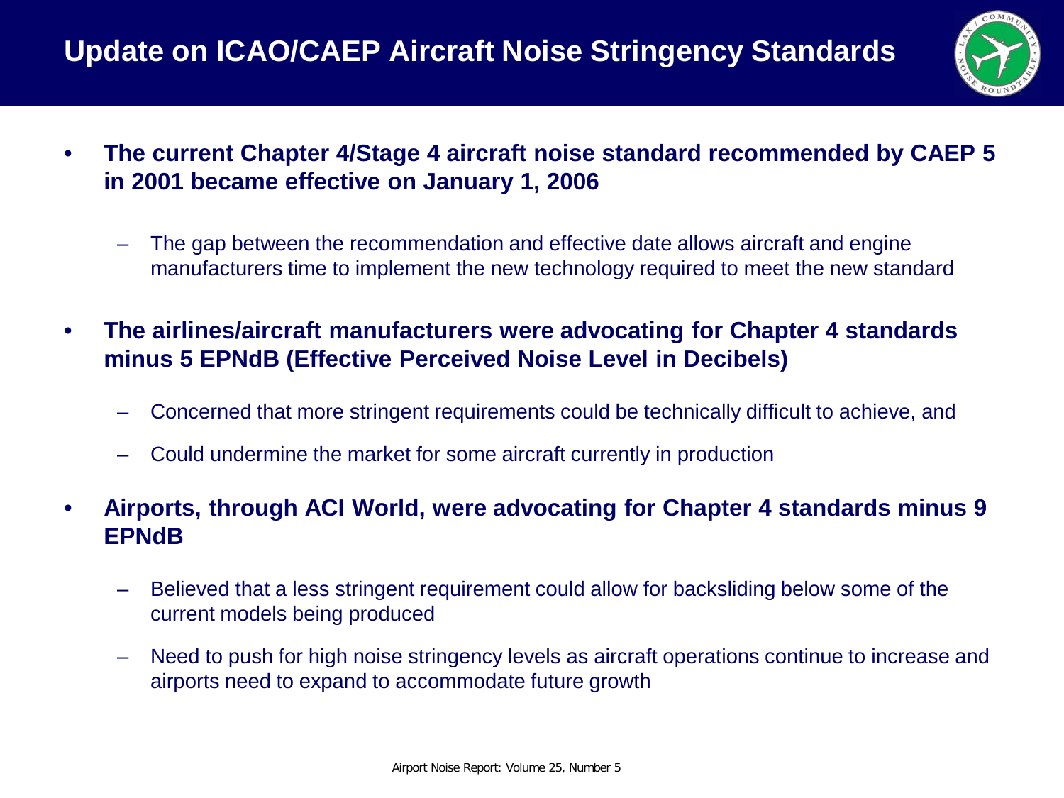# Update on ICAO/CAEP Aircraft Noise Stringency Standards

- **The current Chapter 4/Stage 4 aircraft noise standard recommended by CAEP 5 in 2001 became effective on January 1, 2006**
  - The gap between the recommendation and effective date allows aircraft and engine manufacturers time to implement the new technology required to meet the new standard
- **The airlines/aircraft manufacturers were advocating for Chapter 4 standards minus 5 EPNdB (Effective Perceived Noise Level in Decibels)**
  - Concerned that more stringent requirements could be technically difficult to achieve, and
  - Could undermine the market for some aircraft currently in production
- **Airports, through ACI World, were advocating for Chapter 4 standards minus 9 EPNdB**
  - Believed that a less stringent requirement could allow for backsliding below some of the current models being produced
  - Need to push for high noise stringency levels as aircraft operations continue to increase and airports need to expand to accommodate future growth

Airport Noise Report: Volume 25, Number 5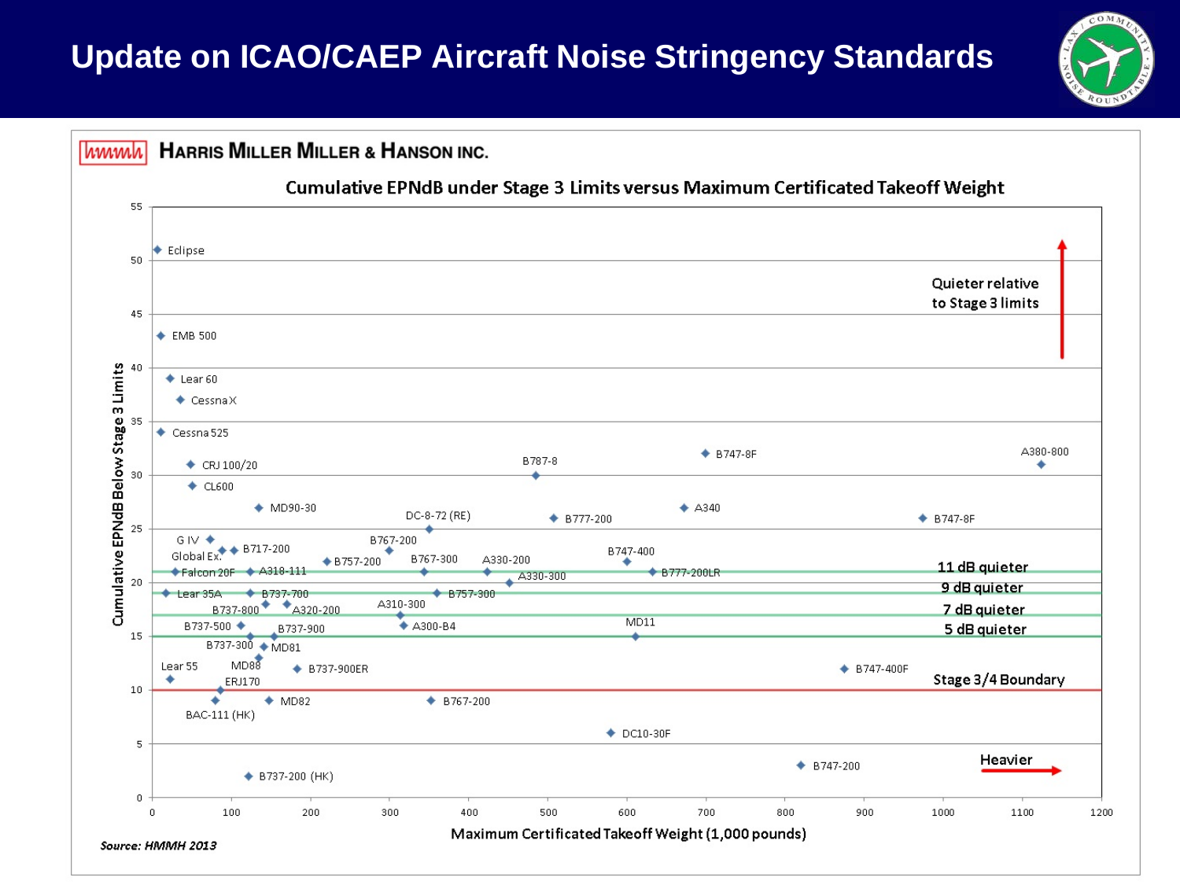# Update on ICAO/CAEP Aircraft Noise Stringency Standards

**HARRIS MILLER MILLER & HANSON INC.**

**Cumulative EPNdB under Stage 3 Limits versus Maximum Certificated Takeoff Weight**

Y-axis: Cumulative EPNdB Below Stage 3 Limits (0–55)

X-axis: Maximum Certificated Takeoff Weight (1,000 pounds) (0–1200)

Quieter relative to Stage 3 limits

Heavier

Reference lines:
- 11 dB quieter
- 9 dB quieter
- 7 dB quieter
- 5 dB quieter
- Stage 3/4 Boundary

Data points: Eclipse, EMB 500, Lear 60, Cessna X, Cessna 525, CRJ 100/20, CL600, MD90-30, G IV, Global Ex., B717-200, Falcon 20F, A318-111, Lear 35A, B737-700, B737-800, A320-200, B737-500, B737-900, B737-300, MD81, Lear 55, MD88, B737-900ER, ERJ170, BAC-111 (HK), MD82, B737-200 (HK), B757-200, B767-200, DC-8-72 (RE), B767-300, A310-300, A300-B4, B757-300, B767-200, B787-8, A330-200, A330-300, B777-200, B747-400, B777-200LR, MD11, DC10-30F, B747-8F, A340, B747-200, B747-400F, B747-8F, A380-800

*Source: HMMH 2013*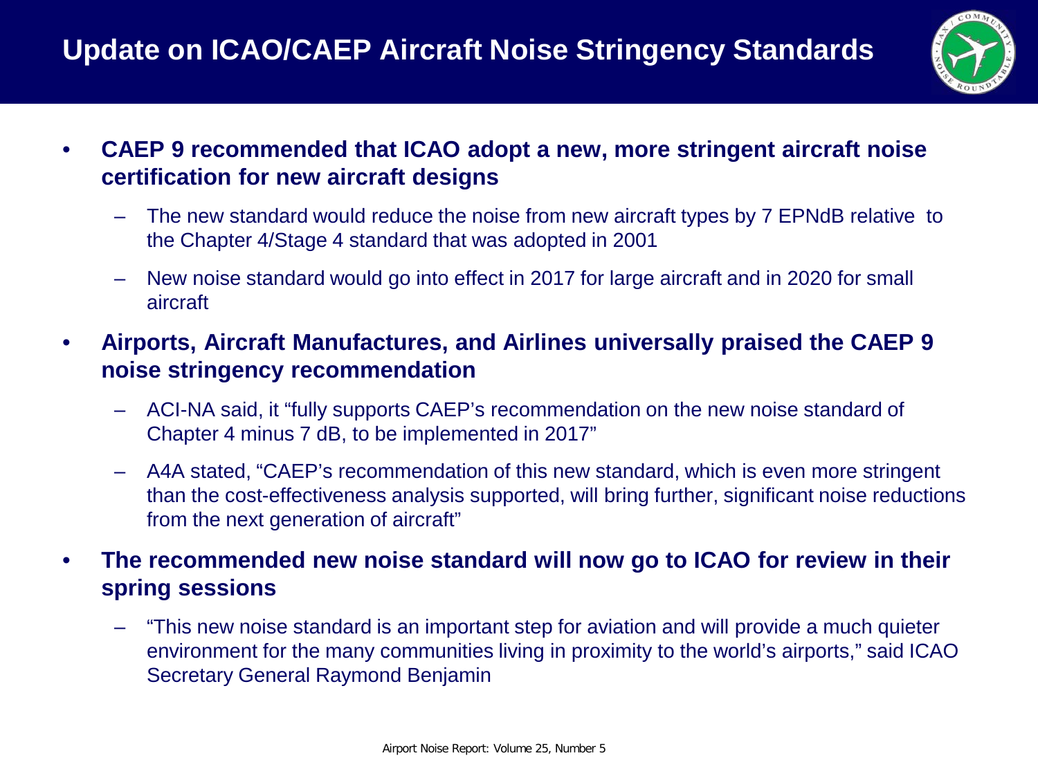# Update on ICAO/CAEP Aircraft Noise Stringency Standards

- **CAEP 9 recommended that ICAO adopt a new, more stringent aircraft noise certification for new aircraft designs**
  - The new standard would reduce the noise from new aircraft types by 7 EPNdB relative to the Chapter 4/Stage 4 standard that was adopted in 2001
  - New noise standard would go into effect in 2017 for large aircraft and in 2020 for small aircraft
- **Airports, Aircraft Manufactures, and Airlines universally praised the CAEP 9 noise stringency recommendation**
  - ACI-NA said, it "fully supports CAEP's recommendation on the new noise standard of Chapter 4 minus 7 dB, to be implemented in 2017"
  - A4A stated, "CAEP's recommendation of this new standard, which is even more stringent than the cost-effectiveness analysis supported, will bring further, significant noise reductions from the next generation of aircraft"
- **The recommended new noise standard will now go to ICAO for review in their spring sessions**
  - "This new noise standard is an important step for aviation and will provide a much quieter environment for the many communities living in proximity to the world's airports," said ICAO Secretary General Raymond Benjamin

Airport Noise Report: Volume 25, Number 5